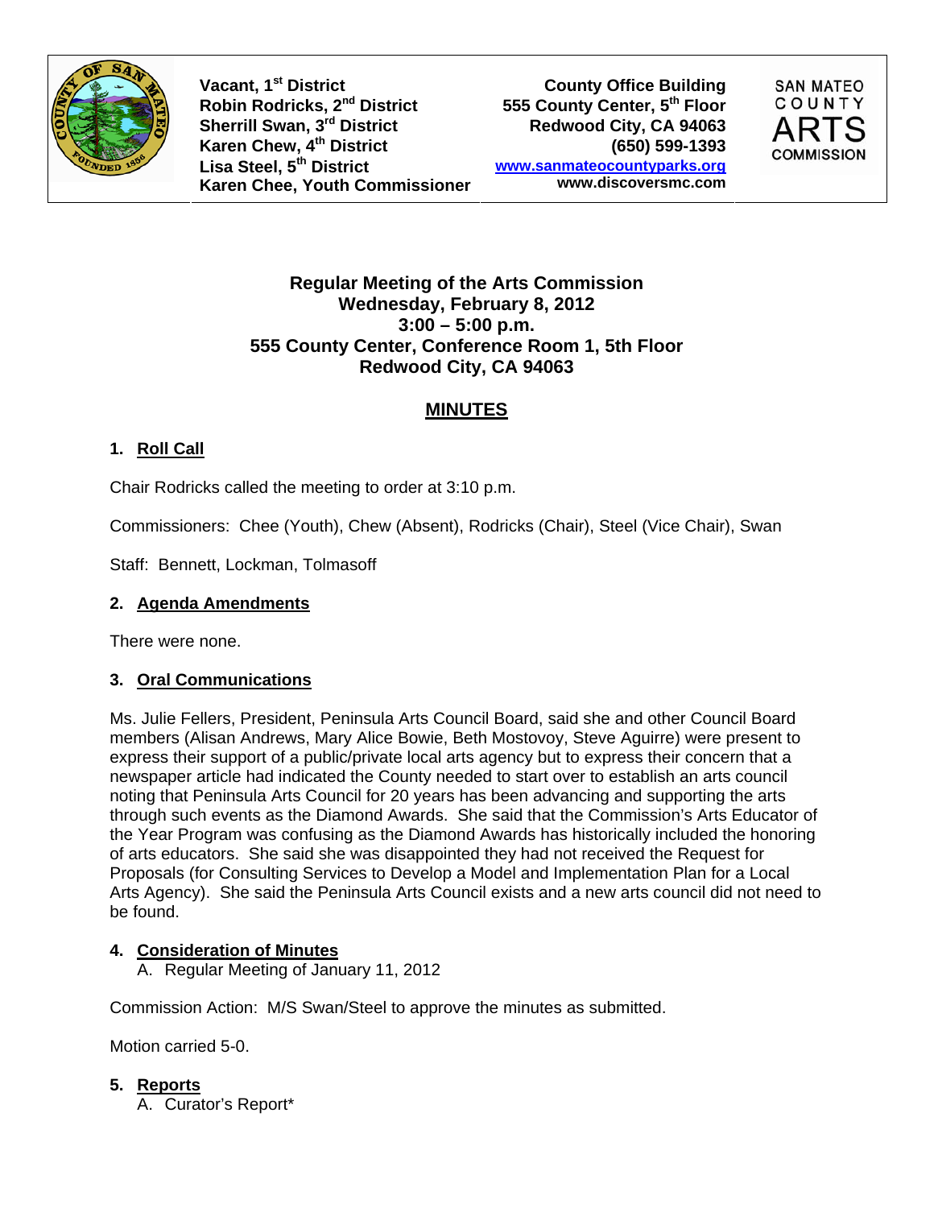Vacant, 1st District
Robin Rodricks, 2nd District
Sherrill Swan, 3rd District
Karen Chew, 4th District
Lisa Steel, 5th District
Karen Chee, Youth Commissioner

County Office Building
555 County Center, 5th Floor
Redwood City, CA 94063
(650) 599-1393
www.sanmateocountyparks.org
www.discoversmc.com

SAN MATEO COUNTY ARTS COMMISSION

**Regular Meeting of the Arts Commission**
**Wednesday, February 8, 2012**
**3:00 – 5:00 p.m.**
**555 County Center, Conference Room 1, 5th Floor**
**Redwood City, CA 94063**

# MINUTES

## 1. Roll Call

Chair Rodricks called the meeting to order at 3:10 p.m.

Commissioners: Chee (Youth), Chew (Absent), Rodricks (Chair), Steel (Vice Chair), Swan

Staff: Bennett, Lockman, Tolmasoff

## 2. Agenda Amendments

There were none.

## 3. Oral Communications

Ms. Julie Fellers, President, Peninsula Arts Council Board, said she and other Council Board members (Alisan Andrews, Mary Alice Bowie, Beth Mostovoy, Steve Aguirre) were present to express their support of a public/private local arts agency but to express their concern that a newspaper article had indicated the County needed to start over to establish an arts council noting that Peninsula Arts Council for 20 years has been advancing and supporting the arts through such events as the Diamond Awards. She said that the Commission's Arts Educator of the Year Program was confusing as the Diamond Awards has historically included the honoring of arts educators. She said she was disappointed they had not received the Request for Proposals (for Consulting Services to Develop a Model and Implementation Plan for a Local Arts Agency). She said the Peninsula Arts Council exists and a new arts council did not need to be found.

## 4. Consideration of Minutes

A. Regular Meeting of January 11, 2012

Commission Action: M/S Swan/Steel to approve the minutes as submitted.

Motion carried 5-0.

## 5. Reports

A. Curator's Report*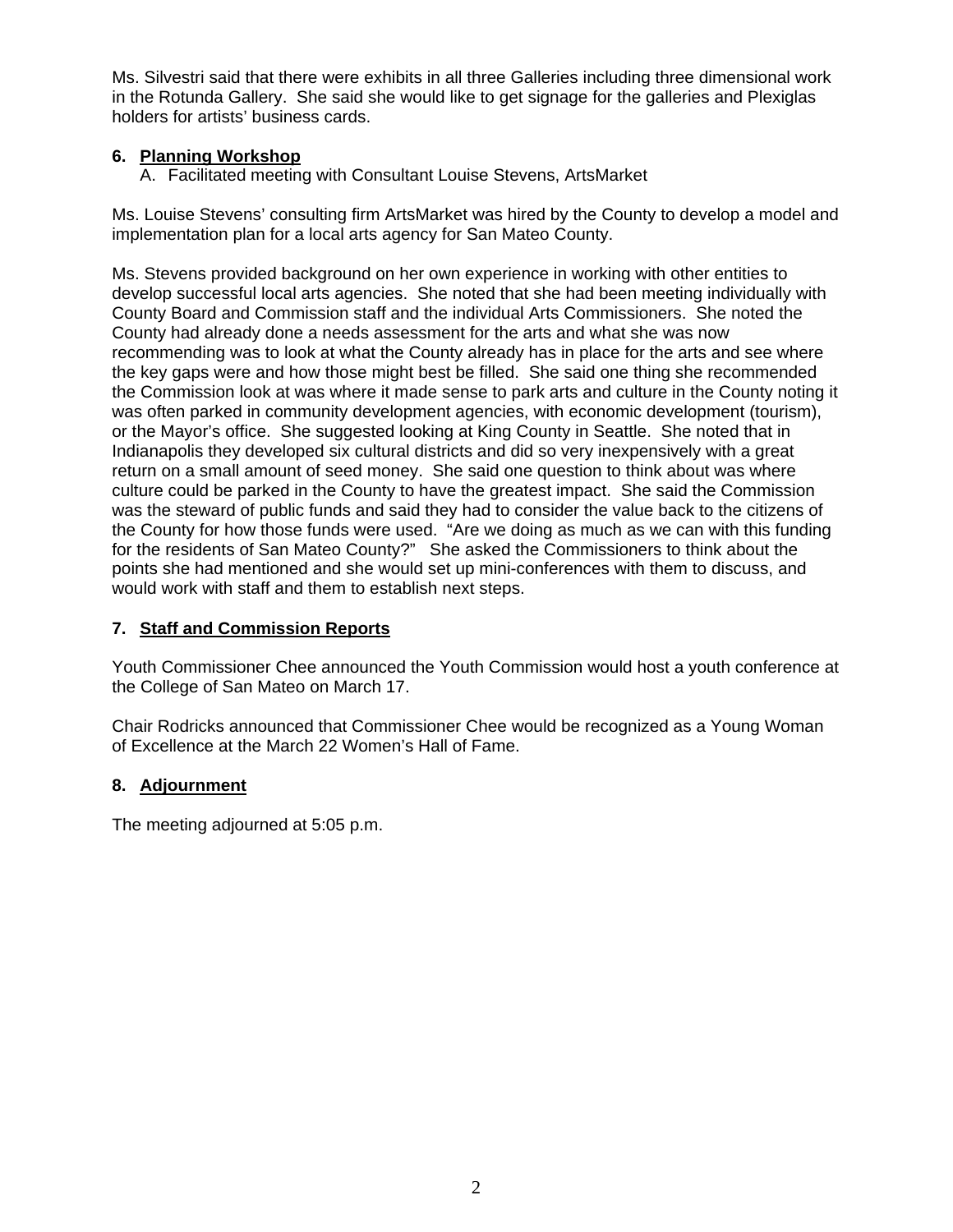Ms. Silvestri said that there were exhibits in all three Galleries including three dimensional work in the Rotunda Gallery. She said she would like to get signage for the galleries and Plexiglas holders for artists' business cards.

### 6. Planning Workshop

A. Facilitated meeting with Consultant Louise Stevens, ArtsMarket

Ms. Louise Stevens' consulting firm ArtsMarket was hired by the County to develop a model and implementation plan for a local arts agency for San Mateo County.

Ms. Stevens provided background on her own experience in working with other entities to develop successful local arts agencies. She noted that she had been meeting individually with County Board and Commission staff and the individual Arts Commissioners. She noted the County had already done a needs assessment for the arts and what she was now recommending was to look at what the County already has in place for the arts and see where the key gaps were and how those might best be filled. She said one thing she recommended the Commission look at was where it made sense to park arts and culture in the County noting it was often parked in community development agencies, with economic development (tourism), or the Mayor's office. She suggested looking at King County in Seattle. She noted that in Indianapolis they developed six cultural districts and did so very inexpensively with a great return on a small amount of seed money. She said one question to think about was where culture could be parked in the County to have the greatest impact. She said the Commission was the steward of public funds and said they had to consider the value back to the citizens of the County for how those funds were used. "Are we doing as much as we can with this funding for the residents of San Mateo County?" She asked the Commissioners to think about the points she had mentioned and she would set up mini-conferences with them to discuss, and would work with staff and them to establish next steps.

### 7. Staff and Commission Reports

Youth Commissioner Chee announced the Youth Commission would host a youth conference at the College of San Mateo on March 17.

Chair Rodricks announced that Commissioner Chee would be recognized as a Young Woman of Excellence at the March 22 Women's Hall of Fame.

### 8. Adjournment

The meeting adjourned at 5:05 p.m.